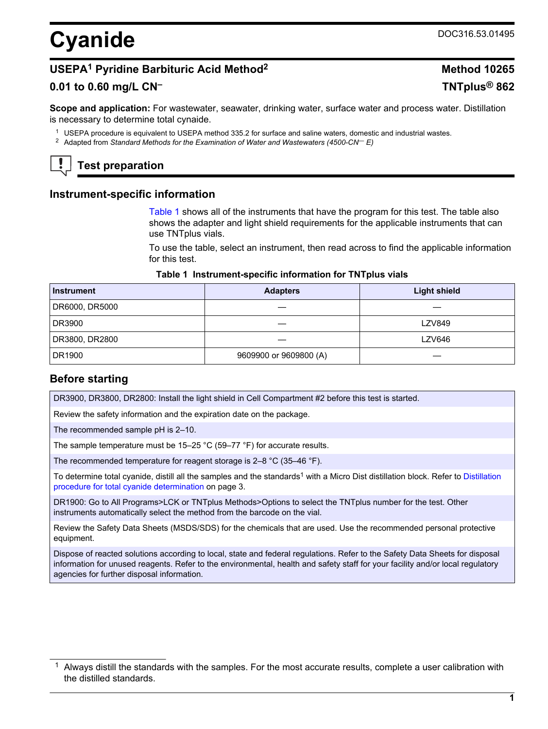# Cyanide

DOC316.53.01495

## USEPA[1] Pyridine Barbituric Acid Method[2] — Method 10265

## 0.01 to 0.60 mg/L $CN^–$ — TNTplus® 862

**Scope and application:** For wastewater, seawater, drinking water, surface water and process water. Distillation is necessary to determine total cynaide.

[1] USEPA procedure is equivalent to USEPA method 335.2 for surface and saline waters, domestic and industrial wastes.

[2] Adapted from *Standard Methods for the Examination of Water and Wastewaters (4500-CN— E)*

## Test preparation

### Instrument-specific information

Table 1 shows all of the instruments that have the program for this test. The table also shows the adapter and light shield requirements for the applicable instruments that can use TNTplus vials.

To use the table, select an instrument, then read across to find the applicable information for this test.

**Table 1 Instrument-specific information for TNTplus vials**

| Instrument | Adapters | Light shield |
|---|---|---|
| DR6000, DR5000 | — | — |
| DR3900 | — | LZV849 |
| DR3800, DR2800 | — | LZV646 |
| DR1900 | 9609900 or 9609800 (A) | — |

### Before starting

| |
|---|
| DR3900, DR3800, DR2800: Install the light shield in Cell Compartment #2 before this test is started. |
| Review the safety information and the expiration date on the package. |
| The recommended sample pH is 2–10. |
| The sample temperature must be 15–25 °C (59–77 °F) for accurate results. |
| The recommended temperature for reagent storage is 2–8 °C (35–46 °F). |
| To determine total cyanide, distill all the samples and the standards[1] with a Micro Dist distillation block. Refer to Distillation procedure for total cyanide determination on page 3. |
| DR1900: Go to All Programs>LCK or TNTplus Methods>Options to select the TNTplus number for the test. Other instruments automatically select the method from the barcode on the vial. |
| Review the Safety Data Sheets (MSDS/SDS) for the chemicals that are used. Use the recommended personal protective equipment. |
| Dispose of reacted solutions according to local, state and federal regulations. Refer to the Safety Data Sheets for disposal information for unused reagents. Refer to the environmental, health and safety staff for your facility and/or local regulatory agencies for further disposal information. |

[1] Always distill the standards with the samples. For the most accurate results, complete a user calibration with the distilled standards.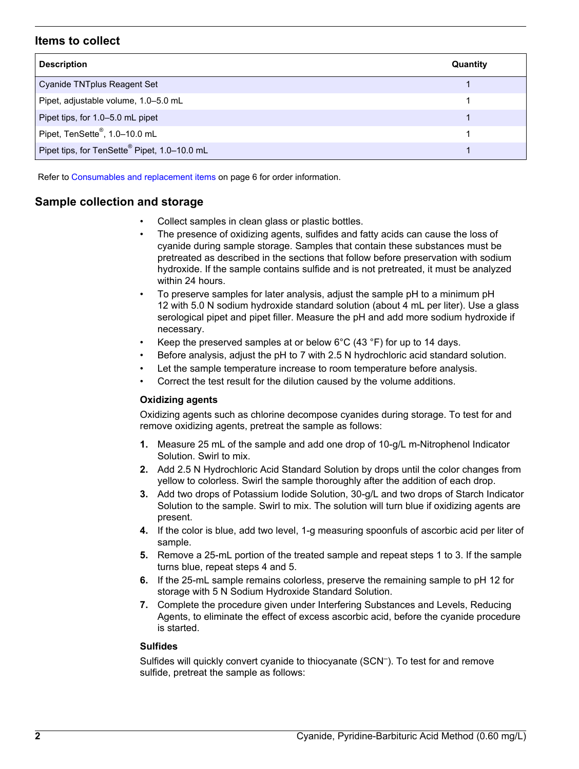## Items to collect

| Description | Quantity |
|---|---|
| Cyanide TNTplus Reagent Set | 1 |
| Pipet, adjustable volume, 1.0–5.0 mL | 1 |
| Pipet tips, for 1.0–5.0 mL pipet | 1 |
| Pipet, TenSette®, 1.0–10.0 mL | 1 |
| Pipet tips, for TenSette® Pipet, 1.0–10.0 mL | 1 |

Refer to Consumables and replacement items on page 6 for order information.

## Sample collection and storage

- Collect samples in clean glass or plastic bottles.
- The presence of oxidizing agents, sulfides and fatty acids can cause the loss of cyanide during sample storage. Samples that contain these substances must be pretreated as described in the sections that follow before preservation with sodium hydroxide. If the sample contains sulfide and is not pretreated, it must be analyzed within 24 hours.
- To preserve samples for later analysis, adjust the sample pH to a minimum pH 12 with 5.0 N sodium hydroxide standard solution (about 4 mL per liter). Use a glass serological pipet and pipet filler. Measure the pH and add more sodium hydroxide if necessary.
- Keep the preserved samples at or below 6°C (43 °F) for up to 14 days.
- Before analysis, adjust the pH to 7 with 2.5 N hydrochloric acid standard solution.
- Let the sample temperature increase to room temperature before analysis.
- Correct the test result for the dilution caused by the volume additions.

### Oxidizing agents

Oxidizing agents such as chlorine decompose cyanides during storage. To test for and remove oxidizing agents, pretreat the sample as follows:

1. Measure 25 mL of the sample and add one drop of 10-g/L m-Nitrophenol Indicator Solution. Swirl to mix.
2. Add 2.5 N Hydrochloric Acid Standard Solution by drops until the color changes from yellow to colorless. Swirl the sample thoroughly after the addition of each drop.
3. Add two drops of Potassium Iodide Solution, 30-g/L and two drops of Starch Indicator Solution to the sample. Swirl to mix. The solution will turn blue if oxidizing agents are present.
4. If the color is blue, add two level, 1-g measuring spoonfuls of ascorbic acid per liter of sample.
5. Remove a 25-mL portion of the treated sample and repeat steps 1 to 3. If the sample turns blue, repeat steps 4 and 5.
6. If the 25-mL sample remains colorless, preserve the remaining sample to pH 12 for storage with 5 N Sodium Hydroxide Standard Solution.
7. Complete the procedure given under Interfering Substances and Levels, Reducing Agents, to eliminate the effect of excess ascorbic acid, before the cyanide procedure is started.

### Sulfides

Sulfides will quickly convert cyanide to thiocyanate ($SCN^-$). To test for and remove sulfide, pretreat the sample as follows: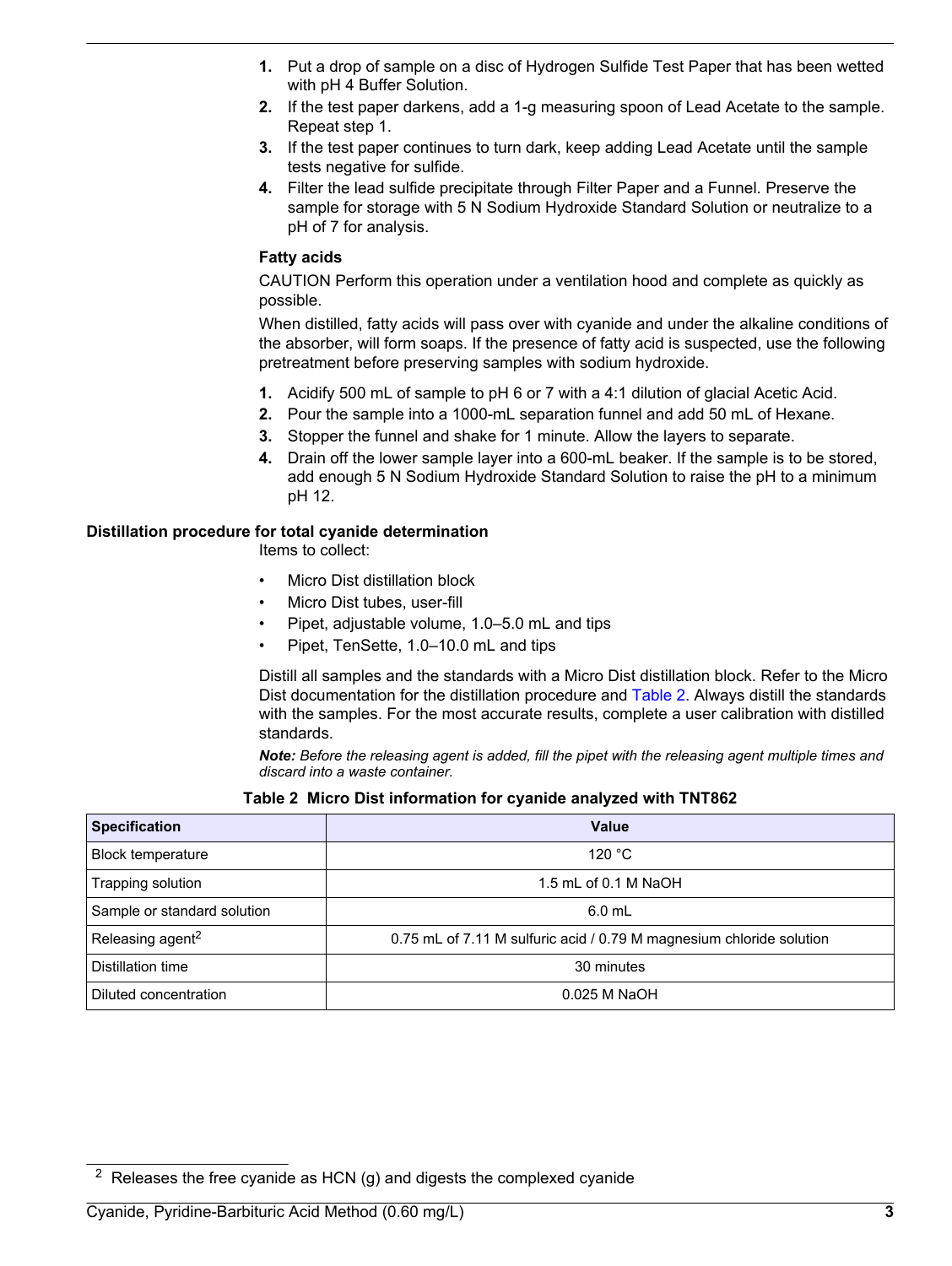1. Put a drop of sample on a disc of Hydrogen Sulfide Test Paper that has been wetted with pH 4 Buffer Solution.
2. If the test paper darkens, add a 1-g measuring spoon of Lead Acetate to the sample. Repeat step 1.
3. If the test paper continues to turn dark, keep adding Lead Acetate until the sample tests negative for sulfide.
4. Filter the lead sulfide precipitate through Filter Paper and a Funnel. Preserve the sample for storage with 5 N Sodium Hydroxide Standard Solution or neutralize to a pH of 7 for analysis.

### Fatty acids

CAUTION Perform this operation under a ventilation hood and complete as quickly as possible.

When distilled, fatty acids will pass over with cyanide and under the alkaline conditions of the absorber, will form soaps. If the presence of fatty acid is suspected, use the following pretreatment before preserving samples with sodium hydroxide.

1. Acidify 500 mL of sample to pH 6 or 7 with a 4:1 dilution of glacial Acetic Acid.
2. Pour the sample into a 1000-mL separation funnel and add 50 mL of Hexane.
3. Stopper the funnel and shake for 1 minute. Allow the layers to separate.
4. Drain off the lower sample layer into a 600-mL beaker. If the sample is to be stored, add enough 5 N Sodium Hydroxide Standard Solution to raise the pH to a minimum pH 12.

## Distillation procedure for total cyanide determination

Items to collect:

- Micro Dist distillation block
- Micro Dist tubes, user-fill
- Pipet, adjustable volume, 1.0–5.0 mL and tips
- Pipet, TenSette, 1.0–10.0 mL and tips

Distill all samples and the standards with a Micro Dist distillation block. Refer to the Micro Dist documentation for the distillation procedure and Table 2. Always distill the standards with the samples. For the most accurate results, complete a user calibration with distilled standards.

***Note:*** *Before the releasing agent is added, fill the pipet with the releasing agent multiple times and discard into a waste container.*

**Table 2 Micro Dist information for cyanide analyzed with TNT862**

| Specification | Value |
| --- | --- |
| Block temperature | 120 °C |
| Trapping solution | 1.5 mL of 0.1 M NaOH |
| Sample or standard solution | 6.0 mL |
| Releasing agent[2] | 0.75 mL of 7.11 M sulfuric acid / 0.79 M magnesium chloride solution |
| Distillation time | 30 minutes |
| Diluted concentration | 0.025 M NaOH |

[2] Releases the free cyanide as HCN (g) and digests the complexed cyanide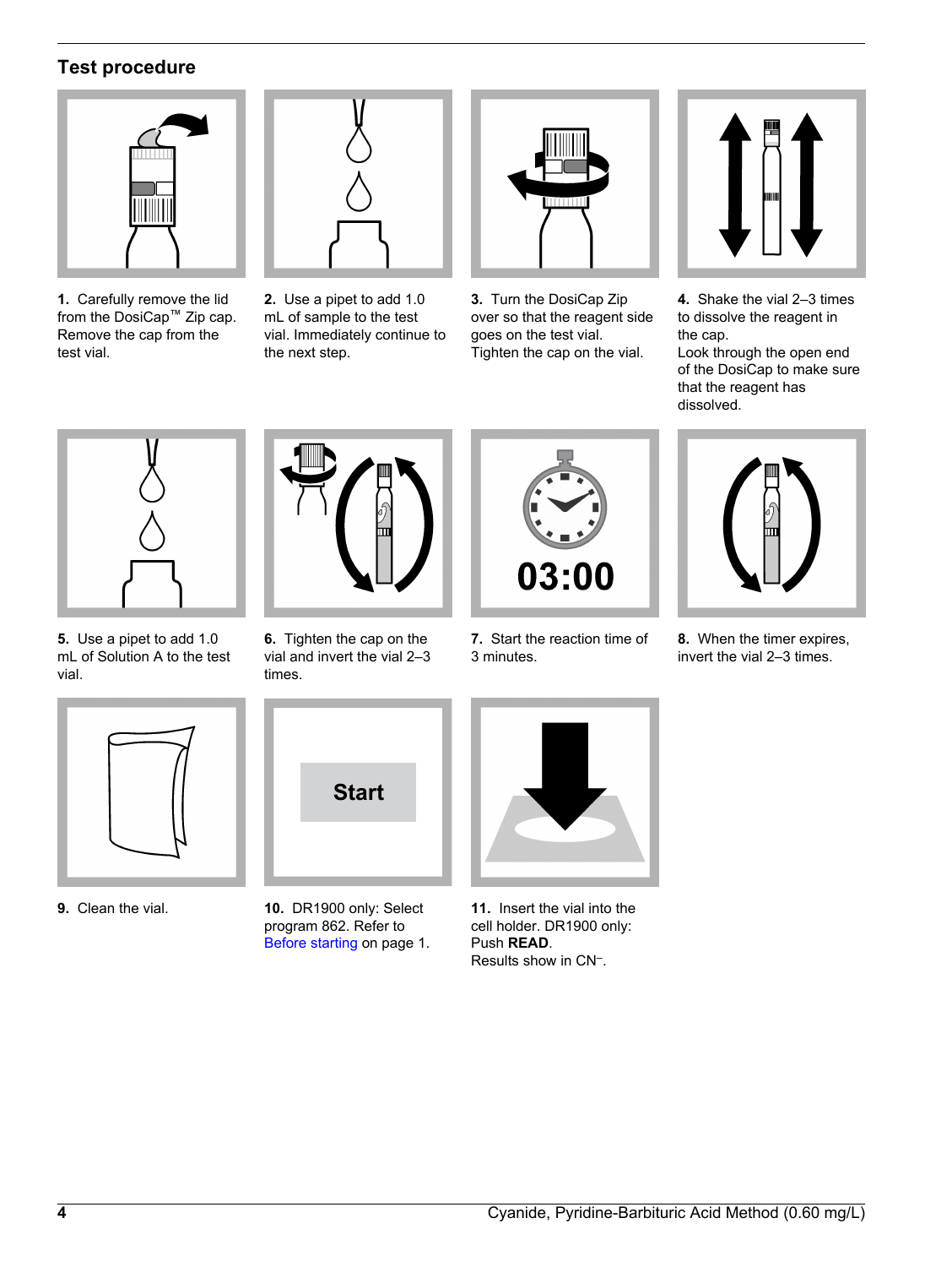## Test procedure

1. Carefully remove the lid from the DosiCap™ Zip cap. Remove the cap from the test vial.

2. Use a pipet to add 1.0 mL of sample to the test vial. Immediately continue to the next step.

3. Turn the DosiCap Zip over so that the reagent side goes on the test vial. Tighten the cap on the vial.

4. Shake the vial 2–3 times to dissolve the reagent in the cap.
Look through the open end of the DosiCap to make sure that the reagent has dissolved.

5. Use a pipet to add 1.0 mL of Solution A to the test vial.

6. Tighten the cap on the vial and invert the vial 2–3 times.

7. Start the reaction time of 3 minutes.

8. When the timer expires, invert the vial 2–3 times.

9. Clean the vial.

10. DR1900 only: Select program 862. Refer to Before starting on page 1.

11. Insert the vial into the cell holder. DR1900 only: Push **READ**.
Results show in $CN^-$.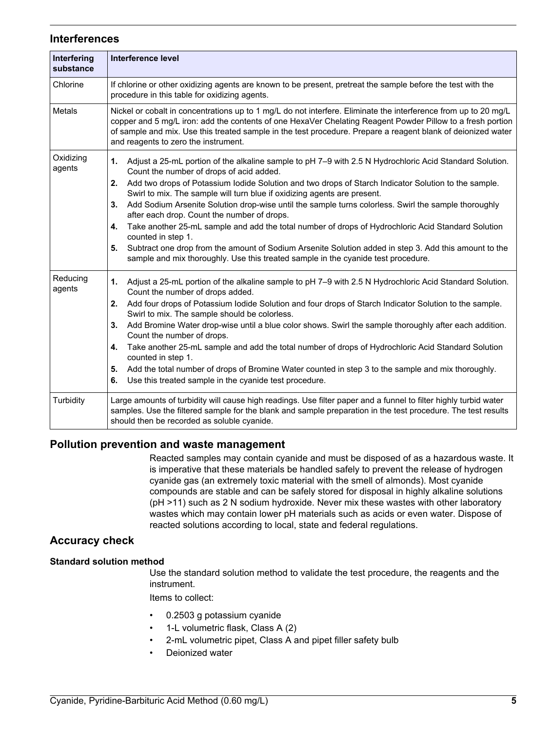## Interferences

| Interfering substance | Interference level |
| --- | --- |
| Chlorine | If chlorine or other oxidizing agents are known to be present, pretreat the sample before the test with the procedure in this table for oxidizing agents. |
| Metals | Nickel or cobalt in concentrations up to 1 mg/L do not interfere. Eliminate the interference from up to 20 mg/L copper and 5 mg/L iron: add the contents of one HexaVer Chelating Reagent Powder Pillow to a fresh portion of sample and mix. Use this treated sample in the test procedure. Prepare a reagent blank of deionized water and reagents to zero the instrument. |
| Oxidizing agents | **1.** Adjust a 25-mL portion of the alkaline sample to pH 7–9 with 2.5 N Hydrochloric Acid Standard Solution. Count the number of drops of acid added. <br> **2.** Add two drops of Potassium Iodide Solution and two drops of Starch Indicator Solution to the sample. Swirl to mix. The sample will turn blue if oxidizing agents are present. <br> **3.** Add Sodium Arsenite Solution drop-wise until the sample turns colorless. Swirl the sample thoroughly after each drop. Count the number of drops. <br> **4.** Take another 25-mL sample and add the total number of drops of Hydrochloric Acid Standard Solution counted in step 1. <br> **5.** Subtract one drop from the amount of Sodium Arsenite Solution added in step 3. Add this amount to the sample and mix thoroughly. Use this treated sample in the cyanide test procedure. |
| Reducing agents | **1.** Adjust a 25-mL portion of the alkaline sample to pH 7–9 with 2.5 N Hydrochloric Acid Standard Solution. Count the number of drops added. <br> **2.** Add four drops of Potassium Iodide Solution and four drops of Starch Indicator Solution to the sample. Swirl to mix. The sample should be colorless. <br> **3.** Add Bromine Water drop-wise until a blue color shows. Swirl the sample thoroughly after each addition. Count the number of drops. <br> **4.** Take another 25-mL sample and add the total number of drops of Hydrochloric Acid Standard Solution counted in step 1. <br> **5.** Add the total number of drops of Bromine Water counted in step 3 to the sample and mix thoroughly. <br> **6.** Use this treated sample in the cyanide test procedure. |
| Turbidity | Large amounts of turbidity will cause high readings. Use filter paper and a funnel to filter highly turbid water samples. Use the filtered sample for the blank and sample preparation in the test procedure. The test results should then be recorded as soluble cyanide. |

## Pollution prevention and waste management

Reacted samples may contain cyanide and must be disposed of as a hazardous waste. It is imperative that these materials be handled safely to prevent the release of hydrogen cyanide gas (an extremely toxic material with the smell of almonds). Most cyanide compounds are stable and can be safely stored for disposal in highly alkaline solutions (pH >11) such as 2 N sodium hydroxide. Never mix these wastes with other laboratory wastes which may contain lower pH materials such as acids or even water. Dispose of reacted solutions according to local, state and federal regulations.

## Accuracy check

### Standard solution method

Use the standard solution method to validate the test procedure, the reagents and the instrument.

Items to collect:

- 0.2503 g potassium cyanide
- 1-L volumetric flask, Class A (2)
- 2-mL volumetric pipet, Class A and pipet filler safety bulb
- Deionized water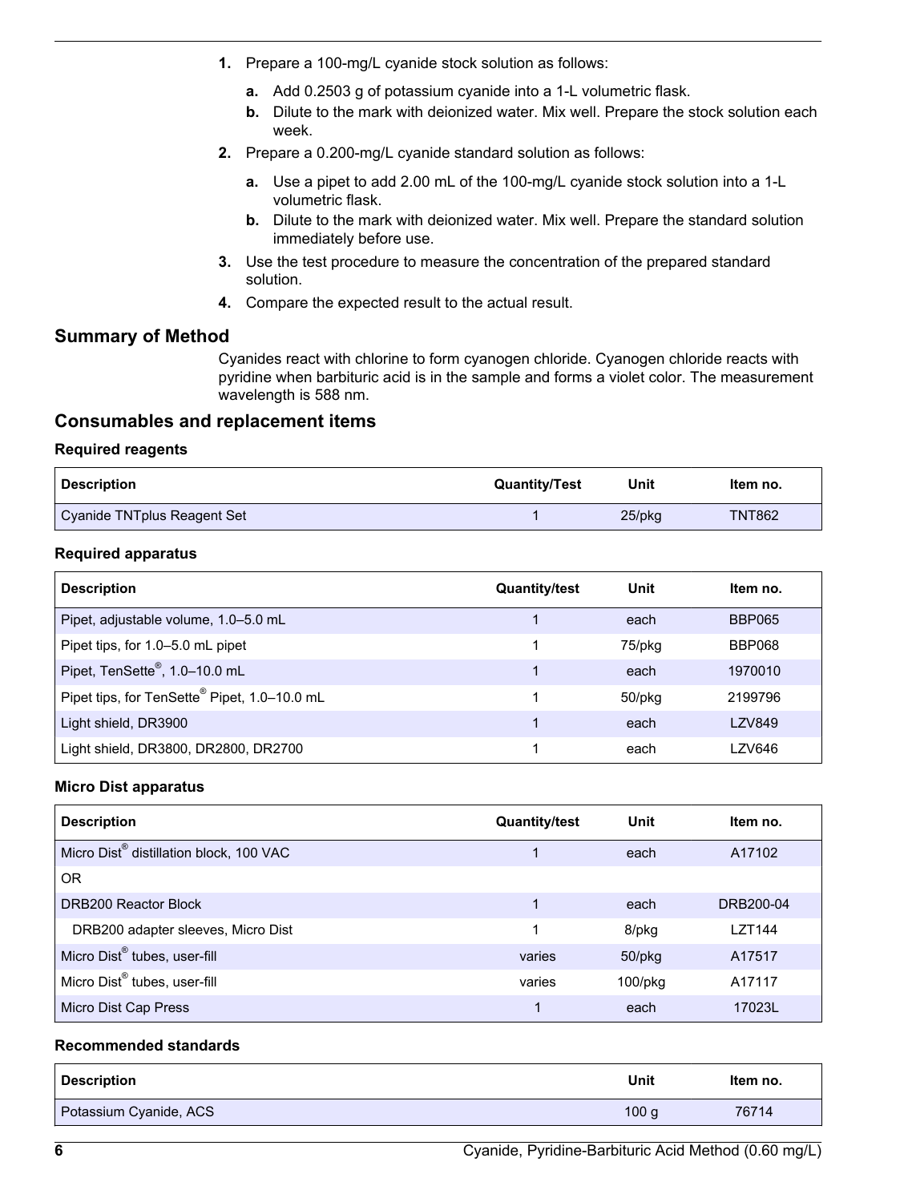1. Prepare a 100-mg/L cyanide stock solution as follows:
   a. Add 0.2503 g of potassium cyanide into a 1-L volumetric flask.
   b. Dilute to the mark with deionized water. Mix well. Prepare the stock solution each week.
2. Prepare a 0.200-mg/L cyanide standard solution as follows:
   a. Use a pipet to add 2.00 mL of the 100-mg/L cyanide stock solution into a 1-L volumetric flask.
   b. Dilute to the mark with deionized water. Mix well. Prepare the standard solution immediately before use.
3. Use the test procedure to measure the concentration of the prepared standard solution.
4. Compare the expected result to the actual result.

## Summary of Method

Cyanides react with chlorine to form cyanogen chloride. Cyanogen chloride reacts with pyridine when barbituric acid is in the sample and forms a violet color. The measurement wavelength is 588 nm.

## Consumables and replacement items

### Required reagents

| Description | Quantity/Test | Unit | Item no. |
|---|---|---|---|
| Cyanide TNTplus Reagent Set | 1 | 25/pkg | TNT862 |

### Required apparatus

| Description | Quantity/test | Unit | Item no. |
|---|---|---|---|
| Pipet, adjustable volume, 1.0–5.0 mL | 1 | each | BBP065 |
| Pipet tips, for 1.0–5.0 mL pipet | 1 | 75/pkg | BBP068 |
| Pipet, TenSette®, 1.0–10.0 mL | 1 | each | 1970010 |
| Pipet tips, for TenSette® Pipet, 1.0–10.0 mL | 1 | 50/pkg | 2199796 |
| Light shield, DR3900 | 1 | each | LZV849 |
| Light shield, DR3800, DR2800, DR2700 | 1 | each | LZV646 |

### Micro Dist apparatus

| Description | Quantity/test | Unit | Item no. |
|---|---|---|---|
| Micro Dist® distillation block, 100 VAC | 1 | each | A17102 |
| OR | | | |
| DRB200 Reactor Block | 1 | each | DRB200-04 |
| DRB200 adapter sleeves, Micro Dist | 1 | 8/pkg | LZT144 |
| Micro Dist® tubes, user-fill | varies | 50/pkg | A17517 |
| Micro Dist® tubes, user-fill | varies | 100/pkg | A17117 |
| Micro Dist Cap Press | 1 | each | 17023L |

### Recommended standards

| Description | Unit | Item no. |
|---|---|---|
| Potassium Cyanide, ACS | 100 g | 76714 |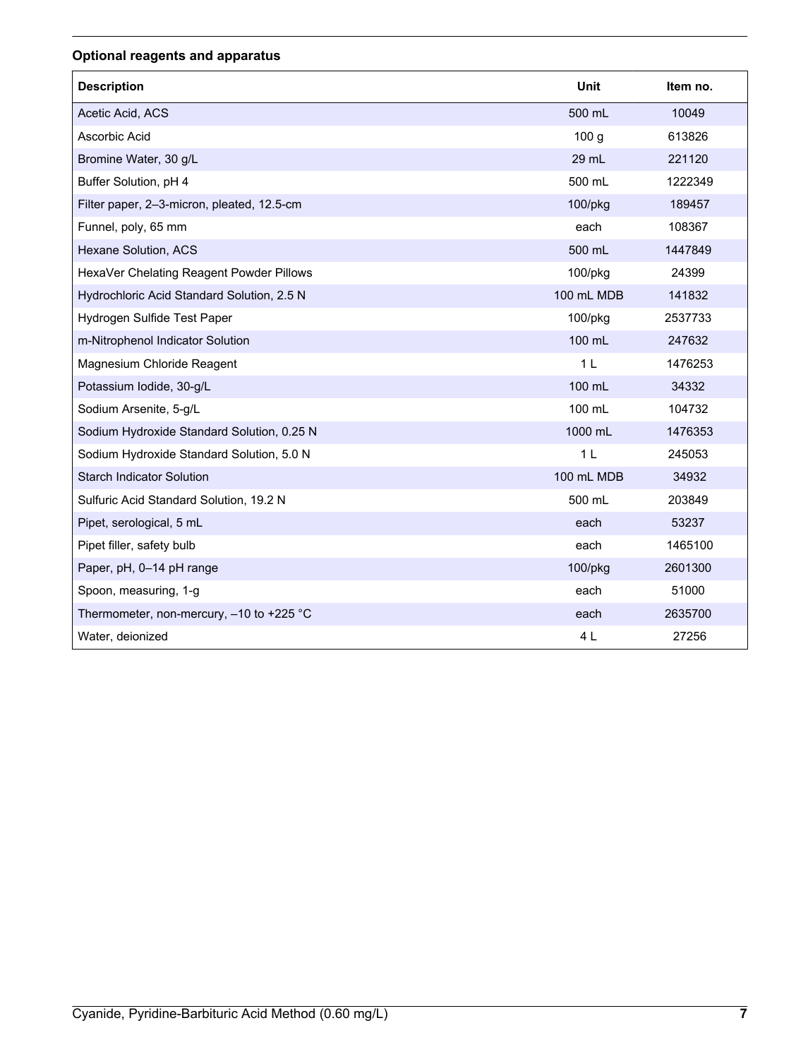### Optional reagents and apparatus

| Description | Unit | Item no. |
| --- | --- | --- |
| Acetic Acid, ACS | 500 mL | 10049 |
| Ascorbic Acid | 100 g | 613826 |
| Bromine Water, 30 g/L | 29 mL | 221120 |
| Buffer Solution, pH 4 | 500 mL | 1222349 |
| Filter paper, 2–3-micron, pleated, 12.5-cm | 100/pkg | 189457 |
| Funnel, poly, 65 mm | each | 108367 |
| Hexane Solution, ACS | 500 mL | 1447849 |
| HexaVer Chelating Reagent Powder Pillows | 100/pkg | 24399 |
| Hydrochloric Acid Standard Solution, 2.5 N | 100 mL MDB | 141832 |
| Hydrogen Sulfide Test Paper | 100/pkg | 2537733 |
| m-Nitrophenol Indicator Solution | 100 mL | 247632 |
| Magnesium Chloride Reagent | 1 L | 1476253 |
| Potassium Iodide, 30-g/L | 100 mL | 34332 |
| Sodium Arsenite, 5-g/L | 100 mL | 104732 |
| Sodium Hydroxide Standard Solution, 0.25 N | 1000 mL | 1476353 |
| Sodium Hydroxide Standard Solution, 5.0 N | 1 L | 245053 |
| Starch Indicator Solution | 100 mL MDB | 34932 |
| Sulfuric Acid Standard Solution, 19.2 N | 500 mL | 203849 |
| Pipet, serological, 5 mL | each | 53237 |
| Pipet filler, safety bulb | each | 1465100 |
| Paper, pH, 0–14 pH range | 100/pkg | 2601300 |
| Spoon, measuring, 1-g | each | 51000 |
| Thermometer, non-mercury, –10 to +225 °C | each | 2635700 |
| Water, deionized | 4 L | 27256 |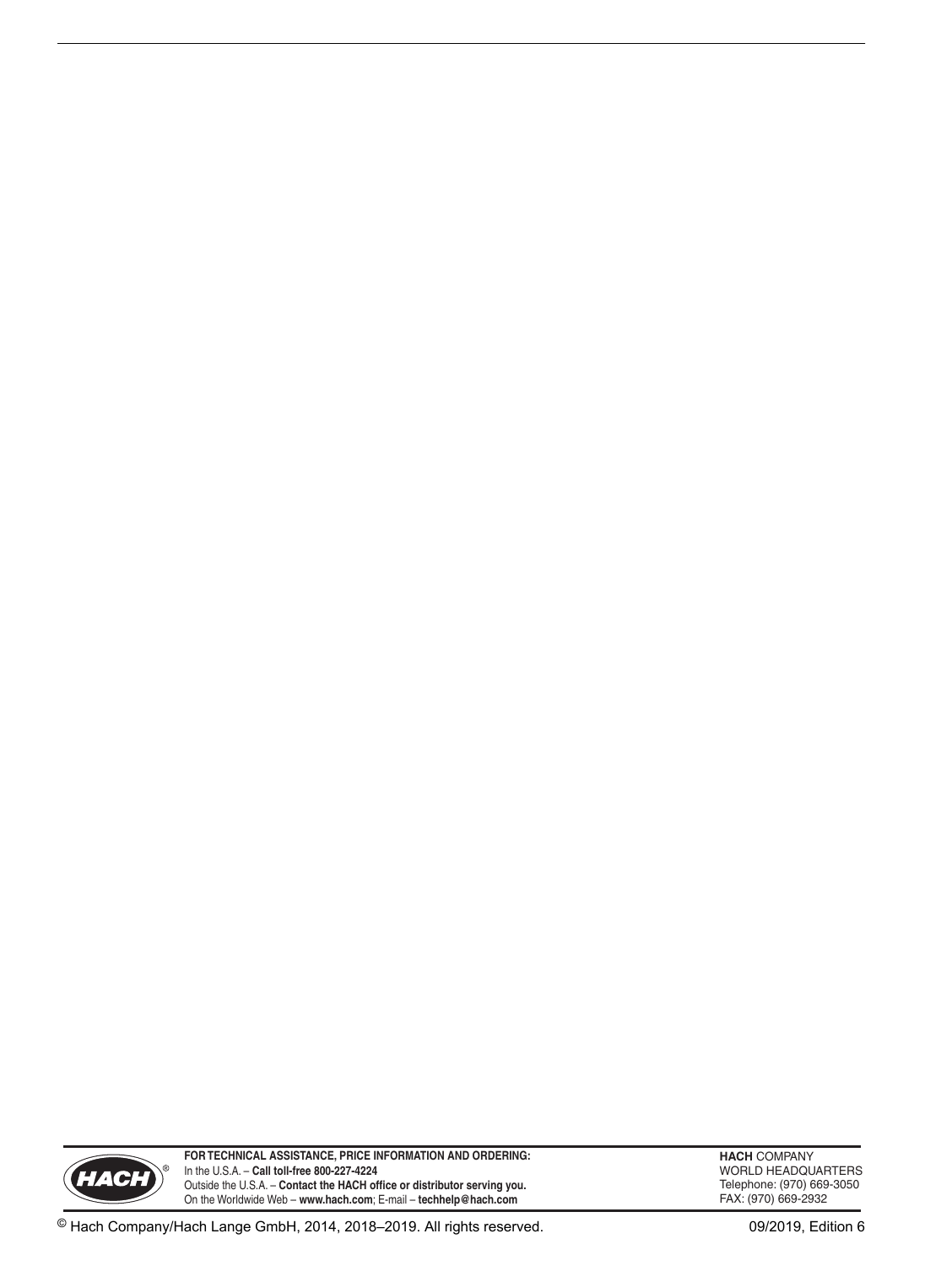**FOR TECHNICAL ASSISTANCE, PRICE INFORMATION AND ORDERING:**
In the U.S.A. – **Call toll-free 800-227-4224**
Outside the U.S.A. – **Contact the HACH office or distributor serving you.**
On the Worldwide Web – **www.hach.com**; E-mail – **techhelp@hach.com**

**HACH** COMPANY
WORLD HEADQUARTERS
Telephone: (970) 669-3050
FAX: (970) 669-2932

© Hach Company/Hach Lange GmbH, 2014, 2018–2019. All rights reserved.

09/2019, Edition 6